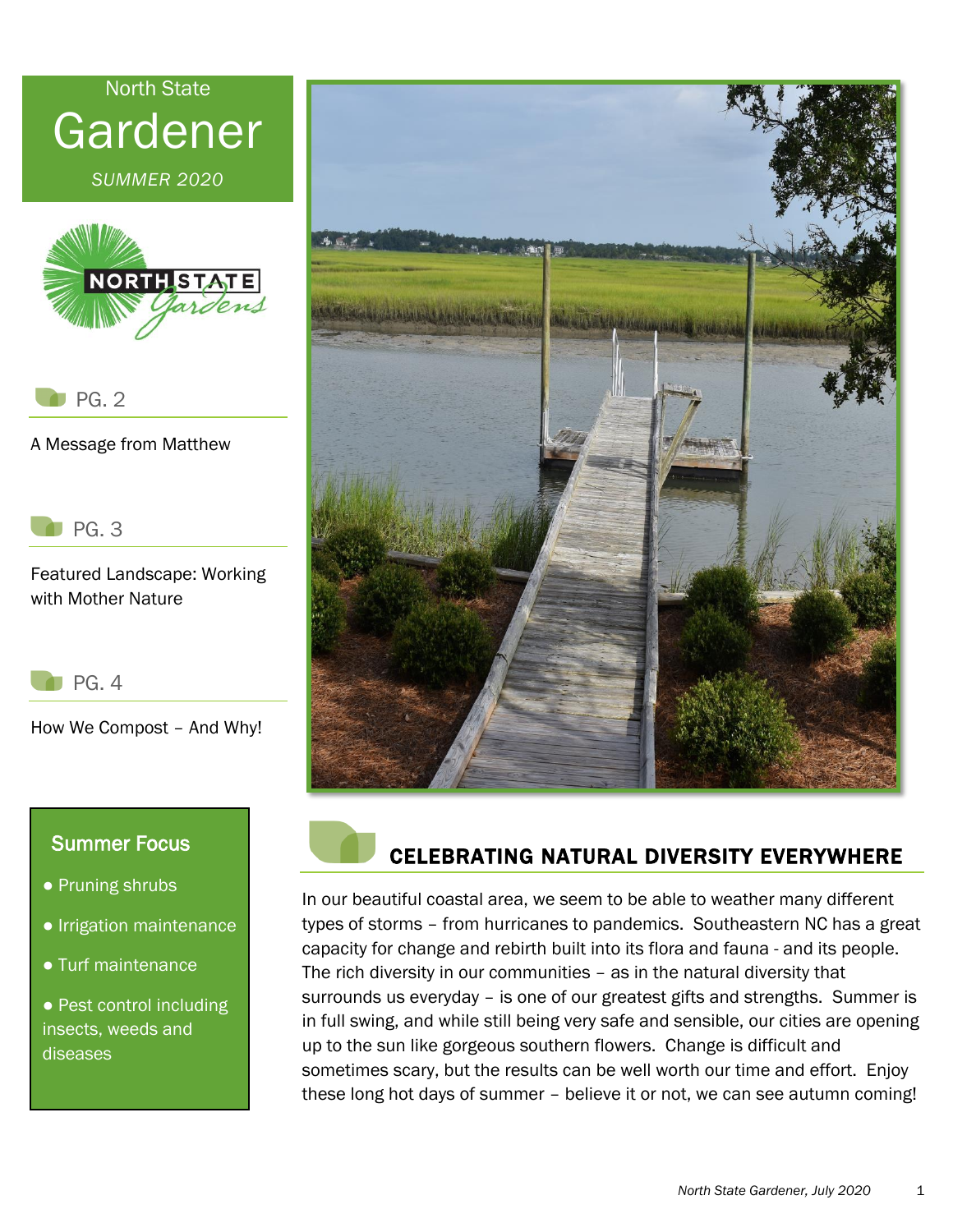# North State Gardener

*SUMMER 2020*

PG. 2

A Message from Matthew

PG. 3

Featured Landscape: Working with Mother Nature

PG. 4

How We Compost – And Why!

## Summer Focus

- Pruning shrubs
- Irrigation maintenance
- Turf maintenance
- Pest control including insects, weeds and diseases

## CELEBRATING NATURAL DIVERSITY EVERYWHERE

In our beautiful coastal area, we seem to be able to weather many different types of storms – from hurricanes to pandemics. Southeastern NC has a great capacity for change and rebirth built into its flora and fauna - and its people. The rich diversity in our communities – as in the natural diversity that surrounds us everyday – is one of our greatest gifts and strengths. Summer is in full swing, and while still being very safe and sensible, our cities are opening up to the sun like gorgeous southern flowers. Change is difficult and sometimes scary, but the results can be well worth our time and effort. Enjoy these long hot days of summer – believe it or not, we can see autumn coming!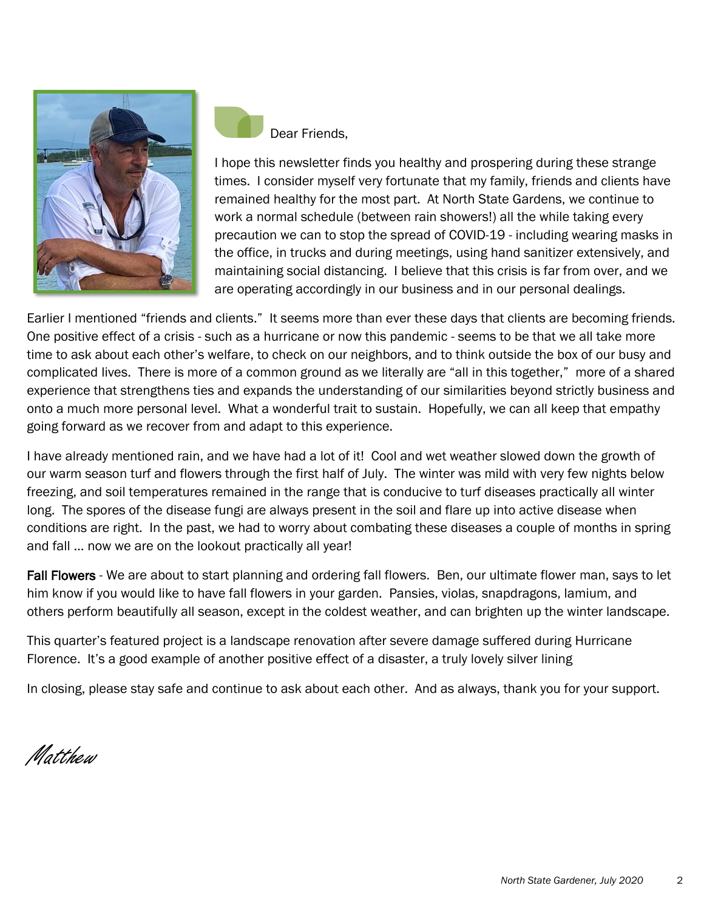Dear Friends,

I hope this newsletter finds you healthy and prospering during these strange times. I consider myself very fortunate that my family, friends and clients have remained healthy for the most part. At North State Gardens, we continue to work a normal schedule (between rain showers!) all the while taking every precaution we can to stop the spread of COVID-19 - including wearing masks in the office, in trucks and during meetings, using hand sanitizer extensively, and maintaining social distancing. I believe that this crisis is far from over, and we are operating accordingly in our business and in our personal dealings.

Earlier I mentioned "friends and clients." It seems more than ever these days that clients are becoming friends. One positive effect of a crisis - such as a hurricane or now this pandemic - seems to be that we all take more time to ask about each other's welfare, to check on our neighbors, and to think outside the box of our busy and complicated lives. There is more of a common ground as we literally are "all in this together," more of a shared experience that strengthens ties and expands the understanding of our similarities beyond strictly business and onto a much more personal level. What a wonderful trait to sustain. Hopefully, we can all keep that empathy going forward as we recover from and adapt to this experience.

I have already mentioned rain, and we have had a lot of it! Cool and wet weather slowed down the growth of our warm season turf and flowers through the first half of July. The winter was mild with very few nights below freezing, and soil temperatures remained in the range that is conducive to turf diseases practically all winter long. The spores of the disease fungi are always present in the soil and flare up into active disease when conditions are right. In the past, we had to worry about combating these diseases a couple of months in spring and fall … now we are on the lookout practically all year!

**Fall Flowers** - We are about to start planning and ordering fall flowers. Ben, our ultimate flower man, says to let him know if you would like to have fall flowers in your garden. Pansies, violas, snapdragons, lamium, and others perform beautifully all season, except in the coldest weather, and can brighten up the winter landscape.

This quarter's featured project is a landscape renovation after severe damage suffered during Hurricane Florence. It's a good example of another positive effect of a disaster, a truly lovely silver lining

In closing, please stay safe and continue to ask about each other. And as always, thank you for your support.

*Matthew*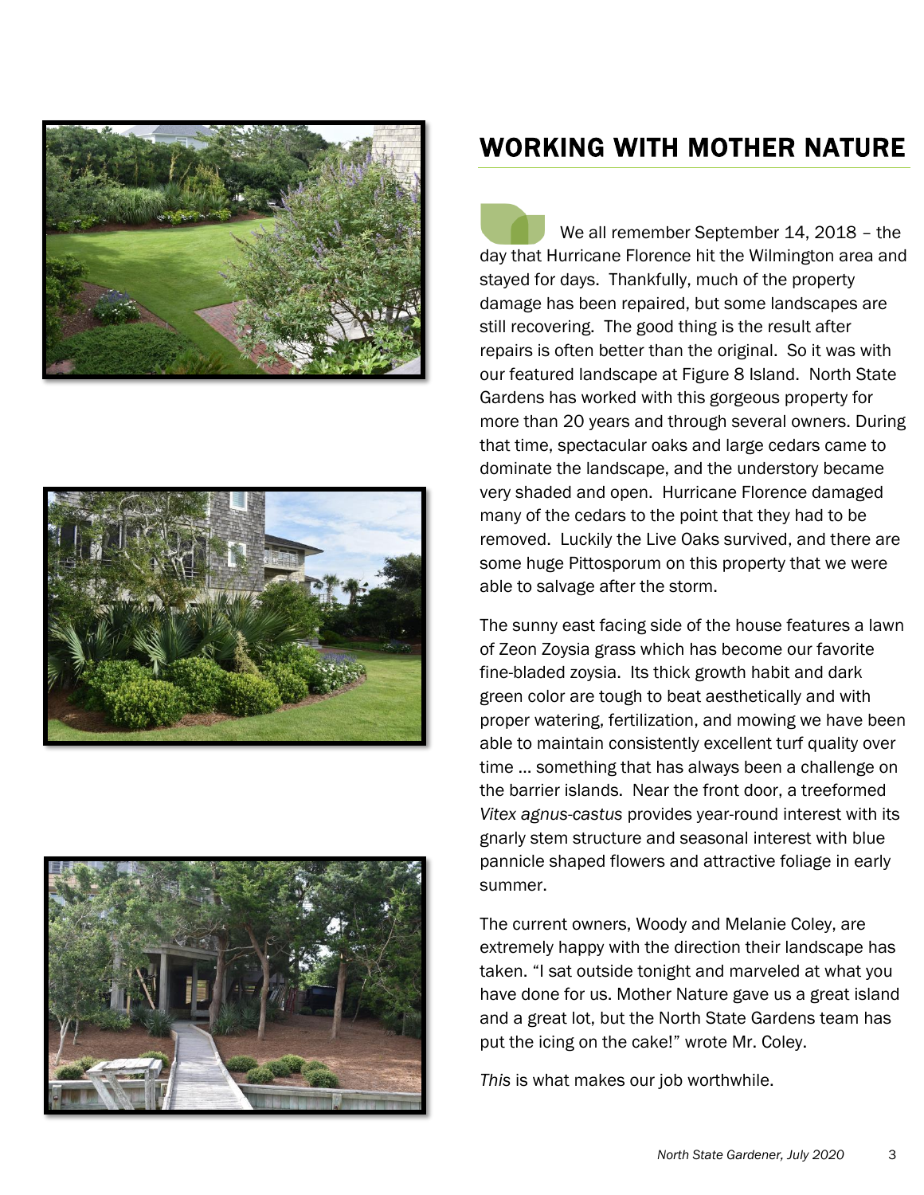## WORKING WITH MOTHER NATURE

We all remember September 14, 2018 – the day that Hurricane Florence hit the Wilmington area and stayed for days. Thankfully, much of the property damage has been repaired, but some landscapes are still recovering. The good thing is the result after repairs is often better than the original. So it was with our featured landscape at Figure 8 Island. North State Gardens has worked with this gorgeous property for more than 20 years and through several owners. During that time, spectacular oaks and large cedars came to dominate the landscape, and the understory became very shaded and open. Hurricane Florence damaged many of the cedars to the point that they had to be removed. Luckily the Live Oaks survived, and there are some huge Pittosporum on this property that we were able to salvage after the storm.

The sunny east facing side of the house features a lawn of Zeon Zoysia grass which has become our favorite fine-bladed zoysia. Its thick growth habit and dark green color are tough to beat aesthetically and with proper watering, fertilization, and mowing we have been able to maintain consistently excellent turf quality over time … something that has always been a challenge on the barrier islands. Near the front door, a treeformed *Vitex agnus-castus* provides year-round interest with its gnarly stem structure and seasonal interest with blue pannicle shaped flowers and attractive foliage in early summer.

The current owners, Woody and Melanie Coley, are extremely happy with the direction their landscape has taken. "I sat outside tonight and marveled at what you have done for us. Mother Nature gave us a great island and a great lot, but the North State Gardens team has put the icing on the cake!" wrote Mr. Coley.

*This* is what makes our job worthwhile.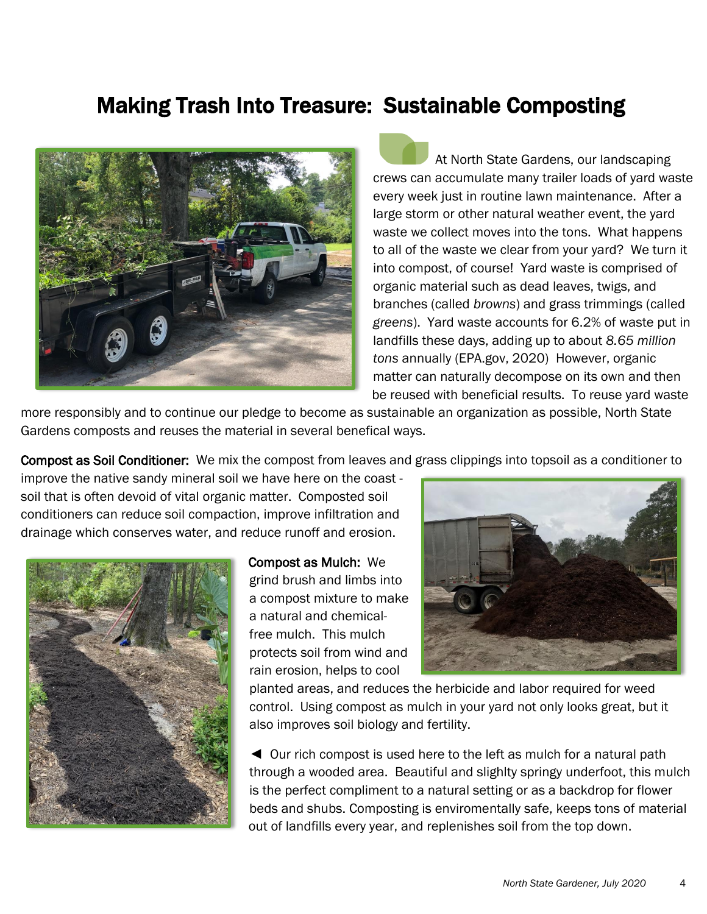# Making Trash Into Treasure: Sustainable Composting

At North State Gardens, our landscaping crews can accumulate many trailer loads of yard waste every week just in routine lawn maintenance. After a large storm or other natural weather event, the yard waste we collect moves into the tons. What happens to all of the waste we clear from your yard? We turn it into compost, of course! Yard waste is comprised of organic material such as dead leaves, twigs, and branches (called *browns*) and grass trimmings (called *greens*). Yard waste accounts for 6.2% of waste put in landfills these days, adding up to about *8.65 million tons* annually (EPA.gov, 2020) However, organic matter can naturally decompose on its own and then be reused with beneficial results. To reuse yard waste more responsibly and to continue our pledge to become as sustainable an organization as possible, North State Gardens composts and reuses the material in several benefical ways.

**Compost as Soil Conditioner:** We mix the compost from leaves and grass clippings into topsoil as a conditioner to improve the native sandy mineral soil we have here on the coast - soil that is often devoid of vital organic matter. Composted soil conditioners can reduce soil compaction, improve infiltration and drainage which conserves water, and reduce runoff and erosion.

**Compost as Mulch:** We grind brush and limbs into a compost mixture to make a natural and chemical-free mulch. This mulch protects soil from wind and rain erosion, helps to cool planted areas, and reduces the herbicide and labor required for weed control. Using compost as mulch in your yard not only looks great, but it also improves soil biology and fertility.

◄ Our rich compost is used here to the left as mulch for a natural path through a wooded area. Beautiful and slighlty springy underfoot, this mulch is the perfect compliment to a natural setting or as a backdrop for flower beds and shubs. Composting is enviromentally safe, keeps tons of material out of landfills every year, and replenishes soil from the top down.